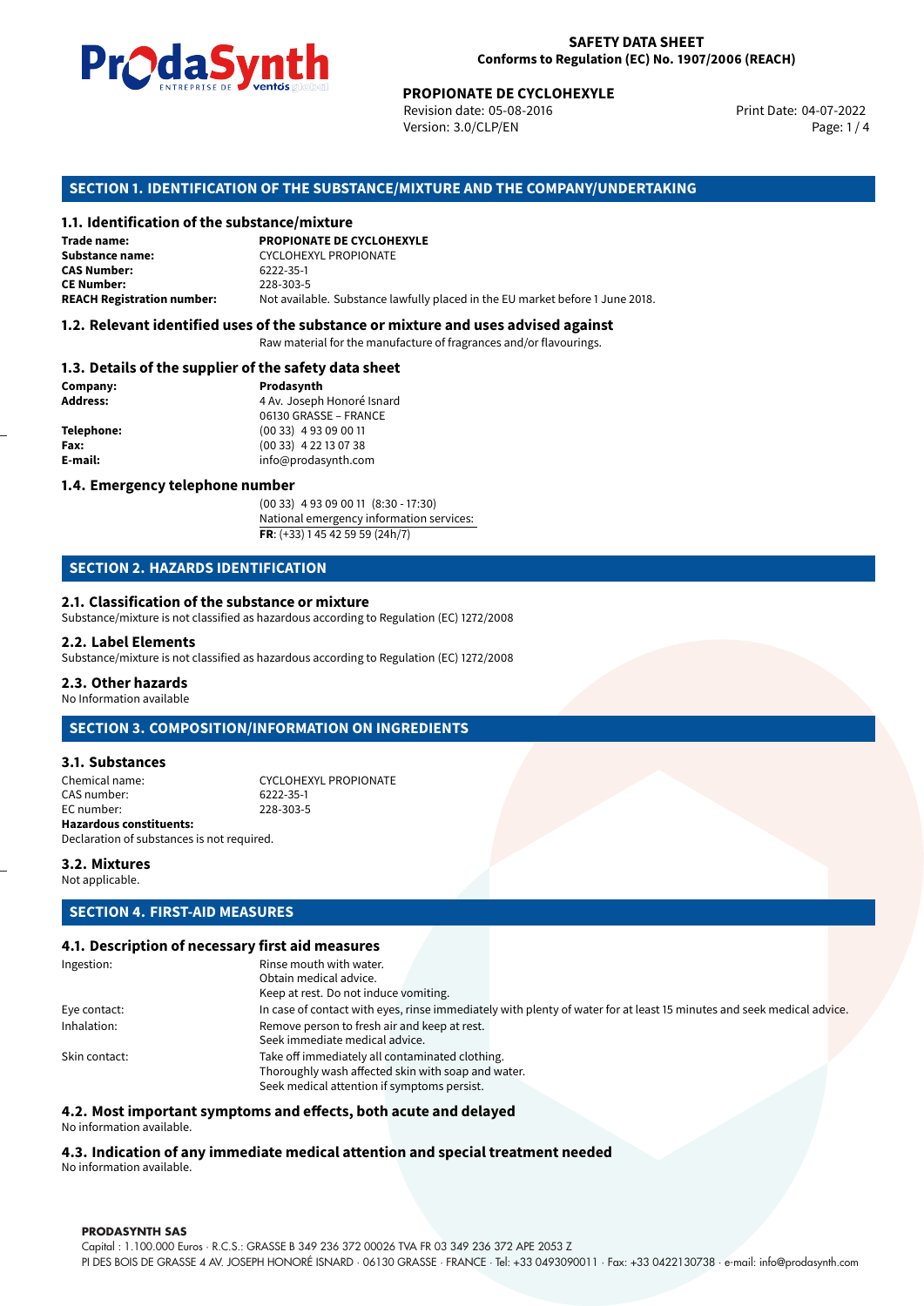**SAFETY DATA SHEET**
**Conforms to Regulation (EC) No. 1907/2006 (REACH)**

**PROPIONATE DE CYCLOHEXYLE**
Revision date: 05-08-2016
Version: 3.0/CLP/EN
Print Date: 04-07-2022

## SECTION 1. IDENTIFICATION OF THE SUBSTANCE/MIXTURE AND THE COMPANY/UNDERTAKING

### 1.1. Identification of the substance/mixture

| | |
|---|---|
| **Trade name:** | **PROPIONATE DE CYCLOHEXYLE** |
| **Substance name:** | CYCLOHEXYL PROPIONATE |
| **CAS Number:** | 6222-35-1 |
| **CE Number:** | 228-303-5 |
| **REACH Registration number:** | Not available. Substance lawfully placed in the EU market before 1 June 2018. |

### 1.2. Relevant identified uses of the substance or mixture and uses advised against

Raw material for the manufacture of fragrances and/or flavourings.

### 1.3. Details of the supplier of the safety data sheet

| | |
|---|---|
| **Company:** | **Prodasynth** |
| **Address:** | 4 Av. Joseph Honoré Isnard<br>06130 GRASSE – FRANCE |
| **Telephone:** | (00 33) 4 93 09 00 11 |
| **Fax:** | (00 33) 4 22 13 07 38 |
| **E-mail:** | info@prodasynth.com |

### 1.4. Emergency telephone number

(00 33) 4 93 09 00 11 (8:30 - 17:30)
National emergency information services:
**FR**: (+33) 1 45 42 59 59 (24h/7)

## SECTION 2. HAZARDS IDENTIFICATION

### 2.1. Classification of the substance or mixture

Substance/mixture is not classified as hazardous according to Regulation (EC) 1272/2008

### 2.2. Label Elements

Substance/mixture is not classified as hazardous according to Regulation (EC) 1272/2008

### 2.3. Other hazards

No Information available

## SECTION 3. COMPOSITION/INFORMATION ON INGREDIENTS

### 3.1. Substances

| | |
|---|---|
| Chemical name: | CYCLOHEXYL PROPIONATE |
| CAS number: | 6222-35-1 |
| EC number: | 228-303-5 |

**Hazardous constituents:**
Declaration of substances is not required.

### 3.2. Mixtures

Not applicable.

## SECTION 4. FIRST-AID MEASURES

### 4.1. Description of necessary first aid measures

| | |
|---|---|
| Ingestion: | Rinse mouth with water.<br>Obtain medical advice.<br>Keep at rest. Do not induce vomiting. |
| Eye contact: | In case of contact with eyes, rinse immediately with plenty of water for at least 15 minutes and seek medical advice. |
| Inhalation: | Remove person to fresh air and keep at rest.<br>Seek immediate medical advice. |
| Skin contact: | Take off immediately all contaminated clothing.<br>Thoroughly wash affected skin with soap and water.<br>Seek medical attention if symptoms persist. |

### 4.2. Most important symptoms and effects, both acute and delayed

No information available.

### 4.3. Indication of any immediate medical attention and special treatment needed

No information available.

**PRODASYNTH SAS**
Capital : 1.100.000 Euros · R.C.S.: GRASSE B 349 236 372 00026 TVA FR 03 349 236 372 APE 2053 Z
PI DES BOIS DE GRASSE 4 AV. JOSEPH HONORÉ ISNARD · 06130 GRASSE · FRANCE · Tel: +33 0493090011 · Fax: +33 0422130738 · e-mail: info@prodasynth.com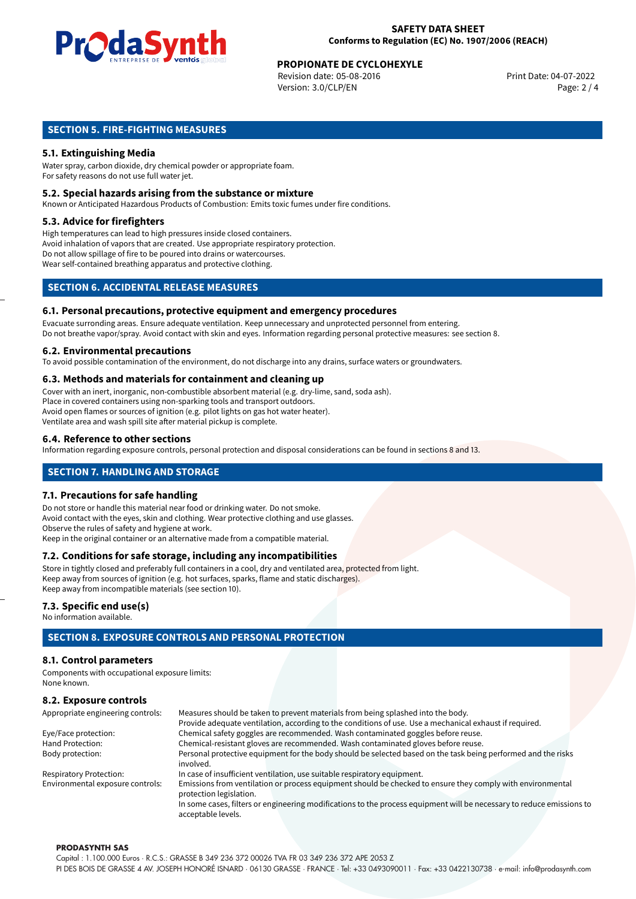## SECTION 5. FIRE-FIGHTING MEASURES

### 5.1. Extinguishing Media

Water spray, carbon dioxide, dry chemical powder or appropriate foam.
For safety reasons do not use full water jet.

### 5.2. Special hazards arising from the substance or mixture

Known or Anticipated Hazardous Products of Combustion: Emits toxic fumes under fire conditions.

### 5.3. Advice for firefighters

High temperatures can lead to high pressures inside closed containers.
Avoid inhalation of vapors that are created. Use appropriate respiratory protection.
Do not allow spillage of fire to be poured into drains or watercourses.
Wear self-contained breathing apparatus and protective clothing.

## SECTION 6. ACCIDENTAL RELEASE MEASURES

### 6.1. Personal precautions, protective equipment and emergency procedures

Evacuate surrounding areas. Ensure adequate ventilation. Keep unnecessary and unprotected personnel from entering.
Do not breathe vapor/spray. Avoid contact with skin and eyes. Information regarding personal protective measures: see section 8.

### 6.2. Environmental precautions

To avoid possible contamination of the environment, do not discharge into any drains, surface waters or groundwaters.

### 6.3. Methods and materials for containment and cleaning up

Cover with an inert, inorganic, non-combustible absorbent material (e.g. dry-lime, sand, soda ash).
Place in covered containers using non-sparking tools and transport outdoors.
Avoid open flames or sources of ignition (e.g. pilot lights on gas hot water heater).
Ventilate area and wash spill site after material pickup is complete.

### 6.4. Reference to other sections

Information regarding exposure controls, personal protection and disposal considerations can be found in sections 8 and 13.

## SECTION 7. HANDLING AND STORAGE

### 7.1. Precautions for safe handling

Do not store or handle this material near food or drinking water. Do not smoke.
Avoid contact with the eyes, skin and clothing. Wear protective clothing and use glasses.
Observe the rules of safety and hygiene at work.
Keep in the original container or an alternative made from a compatible material.

### 7.2. Conditions for safe storage, including any incompatibilities

Store in tightly closed and preferably full containers in a cool, dry and ventilated area, protected from light.
Keep away from sources of ignition (e.g. hot surfaces, sparks, flame and static discharges).
Keep away from incompatible materials (see section 10).

### 7.3. Specific end use(s)

No information available.

## SECTION 8. EXPOSURE CONTROLS AND PERSONAL PROTECTION

### 8.1. Control parameters

Components with occupational exposure limits:
None known.

### 8.2. Exposure controls

| | |
|---|---|
| Appropriate engineering controls: | Measures should be taken to prevent materials from being splashed into the body. Provide adequate ventilation, according to the conditions of use. Use a mechanical exhaust if required. |
| Eye/Face protection: | Chemical safety goggles are recommended. Wash contaminated goggles before reuse. |
| Hand Protection: | Chemical-resistant gloves are recommended. Wash contaminated gloves before reuse. |
| Body protection: | Personal protective equipment for the body should be selected based on the task being performed and the risks involved. |
| Respiratory Protection: | In case of insufficient ventilation, use suitable respiratory equipment. |
| Environmental exposure controls: | Emissions from ventilation or process equipment should be checked to ensure they comply with environmental protection legislation. In some cases, filters or engineering modifications to the process equipment will be necessary to reduce emissions to acceptable levels. |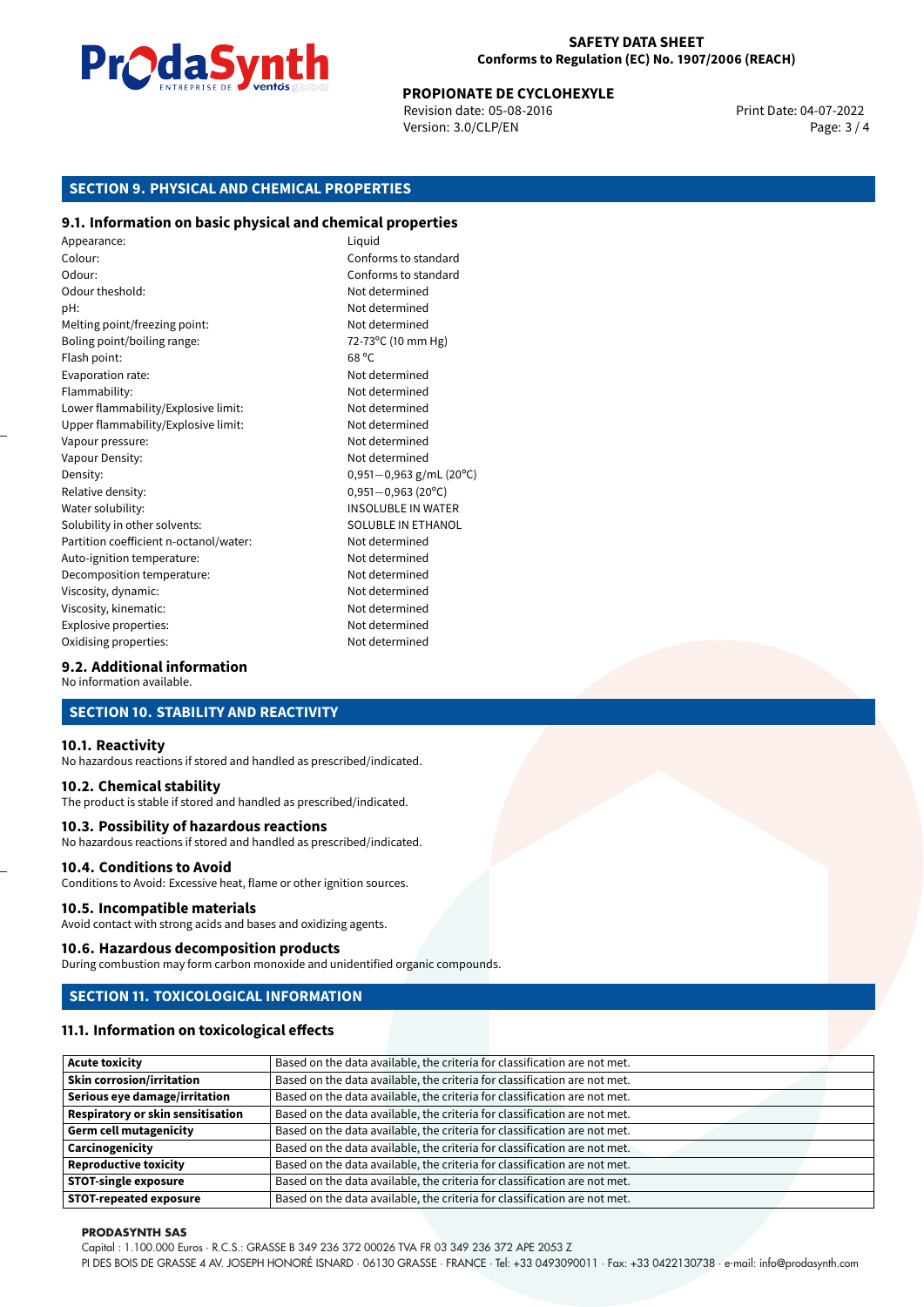## SECTION 9. PHYSICAL AND CHEMICAL PROPERTIES

### 9.1. Information on basic physical and chemical properties

| | |
|---|---|
| Appearance: | Liquid |
| Colour: | Conforms to standard |
| Odour: | Conforms to standard |
| Odour theshold: | Not determined |
| pH: | Not determined |
| Melting point/freezing point: | Not determined |
| Boling point/boiling range: | 72-73°C (10 mm Hg) |
| Flash point: | 68 °C |
| Evaporation rate: | Not determined |
| Flammability: | Not determined |
| Lower flammability/Explosive limit: | Not determined |
| Upper flammability/Explosive limit: | Not determined |
| Vapour pressure: | Not determined |
| Vapour Density: | Not determined |
| Density: | 0,951—0,963 g/mL (20°C) |
| Relative density: | 0,951—0,963 (20°C) |
| Water solubility: | INSOLUBLE IN WATER |
| Solubility in other solvents: | SOLUBLE IN ETHANOL |
| Partition coefficient n-octanol/water: | Not determined |
| Auto-ignition temperature: | Not determined |
| Decomposition temperature: | Not determined |
| Viscosity, dynamic: | Not determined |
| Viscosity, kinematic: | Not determined |
| Explosive properties: | Not determined |
| Oxidising properties: | Not determined |

### 9.2. Additional information

No information available.

## SECTION 10. STABILITY AND REACTIVITY

### 10.1. Reactivity

No hazardous reactions if stored and handled as prescribed/indicated.

### 10.2. Chemical stability

The product is stable if stored and handled as prescribed/indicated.

### 10.3. Possibility of hazardous reactions

No hazardous reactions if stored and handled as prescribed/indicated.

### 10.4. Conditions to Avoid

Conditions to Avoid: Excessive heat, flame or other ignition sources.

### 10.5. Incompatible materials

Avoid contact with strong acids and bases and oxidizing agents.

### 10.6. Hazardous decomposition products

During combustion may form carbon monoxide and unidentified organic compounds.

## SECTION 11. TOXICOLOGICAL INFORMATION

### 11.1. Information on toxicological effects

| | |
|---|---|
| **Acute toxicity** | Based on the data available, the criteria for classification are not met. |
| **Skin corrosion/irritation** | Based on the data available, the criteria for classification are not met. |
| **Serious eye damage/irritation** | Based on the data available, the criteria for classification are not met. |
| **Respiratory or skin sensitisation** | Based on the data available, the criteria for classification are not met. |
| **Germ cell mutagenicity** | Based on the data available, the criteria for classification are not met. |
| **Carcinogenicity** | Based on the data available, the criteria for classification are not met. |
| **Reproductive toxicity** | Based on the data available, the criteria for classification are not met. |
| **STOT-single exposure** | Based on the data available, the criteria for classification are not met. |
| **STOT-repeated exposure** | Based on the data available, the criteria for classification are not met. |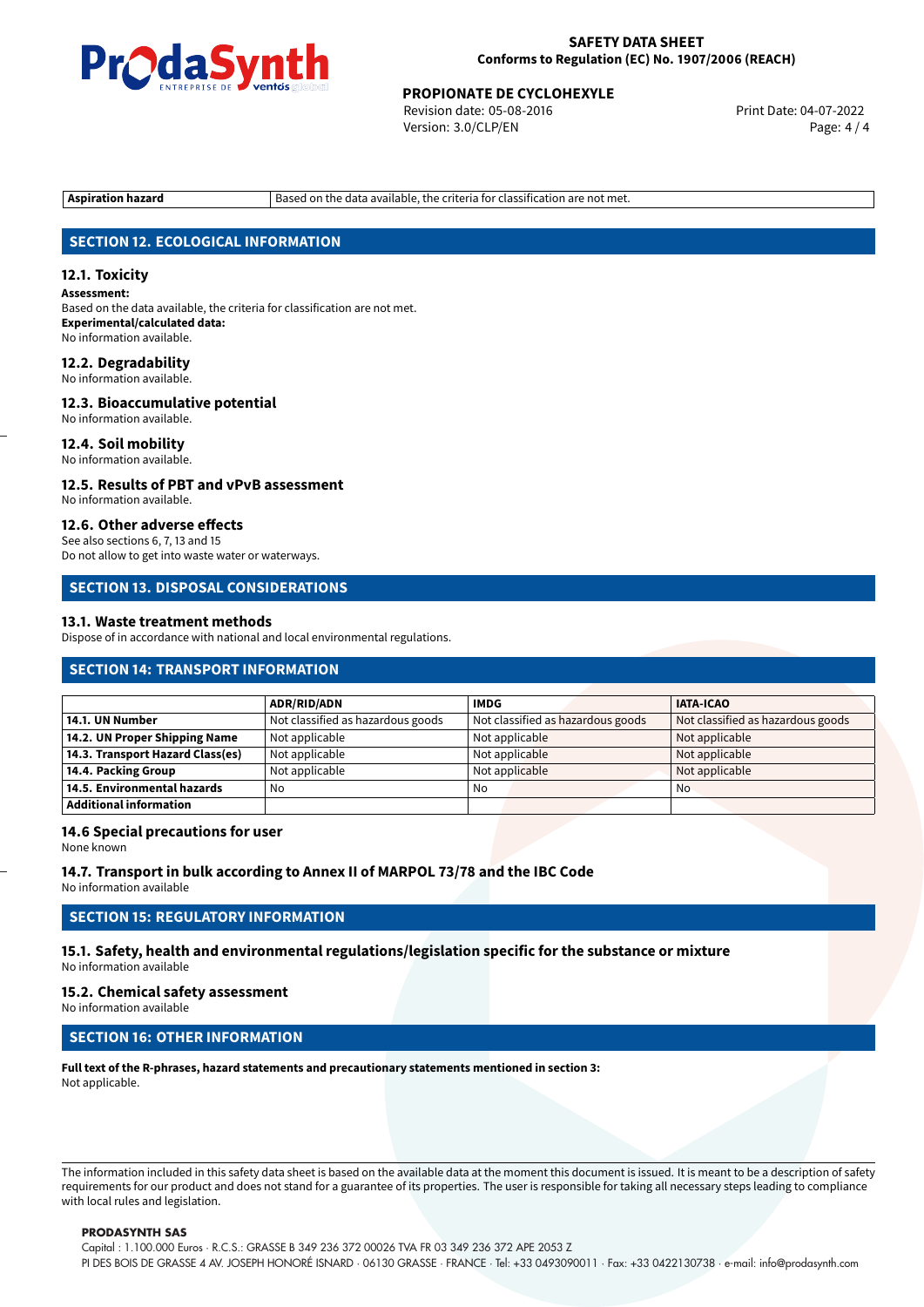| | |
|---|---|
| **Aspiration hazard** | Based on the data available, the criteria for classification are not met. |

## SECTION 12. ECOLOGICAL INFORMATION

### 12.1. Toxicity

**Assessment:**
Based on the data available, the criteria for classification are not met.
**Experimental/calculated data:**
No information available.

### 12.2. Degradability

No information available.

### 12.3. Bioaccumulative potential

No information available.

### 12.4. Soil mobility

No information available.

### 12.5. Results of PBT and vPvB assessment

No information available.

### 12.6. Other adverse effects

See also sections 6, 7, 13 and 15
Do not allow to get into waste water or waterways.

## SECTION 13. DISPOSAL CONSIDERATIONS

### 13.1. Waste treatment methods

Dispose of in accordance with national and local environmental regulations.

## SECTION 14: TRANSPORT INFORMATION

| | ADR/RID/ADN | IMDG | IATA-ICAO |
|---|---|---|---|
| **14.1. UN Number** | Not classified as hazardous goods | Not classified as hazardous goods | Not classified as hazardous goods |
| **14.2. UN Proper Shipping Name** | Not applicable | Not applicable | Not applicable |
| **14.3. Transport Hazard Class(es)** | Not applicable | Not applicable | Not applicable |
| **14.4. Packing Group** | Not applicable | Not applicable | Not applicable |
| **14.5. Environmental hazards** | No | No | No |
| **Additional information** | | | |

### 14.6 Special precautions for user

None known

### 14.7. Transport in bulk according to Annex II of MARPOL 73/78 and the IBC Code

No information available

## SECTION 15: REGULATORY INFORMATION

### 15.1. Safety, health and environmental regulations/legislation specific for the substance or mixture

No information available

### 15.2. Chemical safety assessment

No information available

## SECTION 16: OTHER INFORMATION

**Full text of the R-phrases, hazard statements and precautionary statements mentioned in section 3:**
Not applicable.

The information included in this safety data sheet is based on the available data at the moment this document is issued. It is meant to be a description of safety requirements for our product and does not stand for a guarantee of its properties. The user is responsible for taking all necessary steps leading to compliance with local rules and legislation.

**PRODASYNTH SAS**
Capital : 1.100.000 Euros · R.C.S.: GRASSE B 349 236 372 00026 TVA FR 03 349 236 372 APE 2053 Z
PI DES BOIS DE GRASSE 4 AV. JOSEPH HONORÉ ISNARD · 06130 GRASSE · FRANCE · Tel: +33 0493090011 · Fax: +33 0422130738 · e-mail: info@prodasynth.com